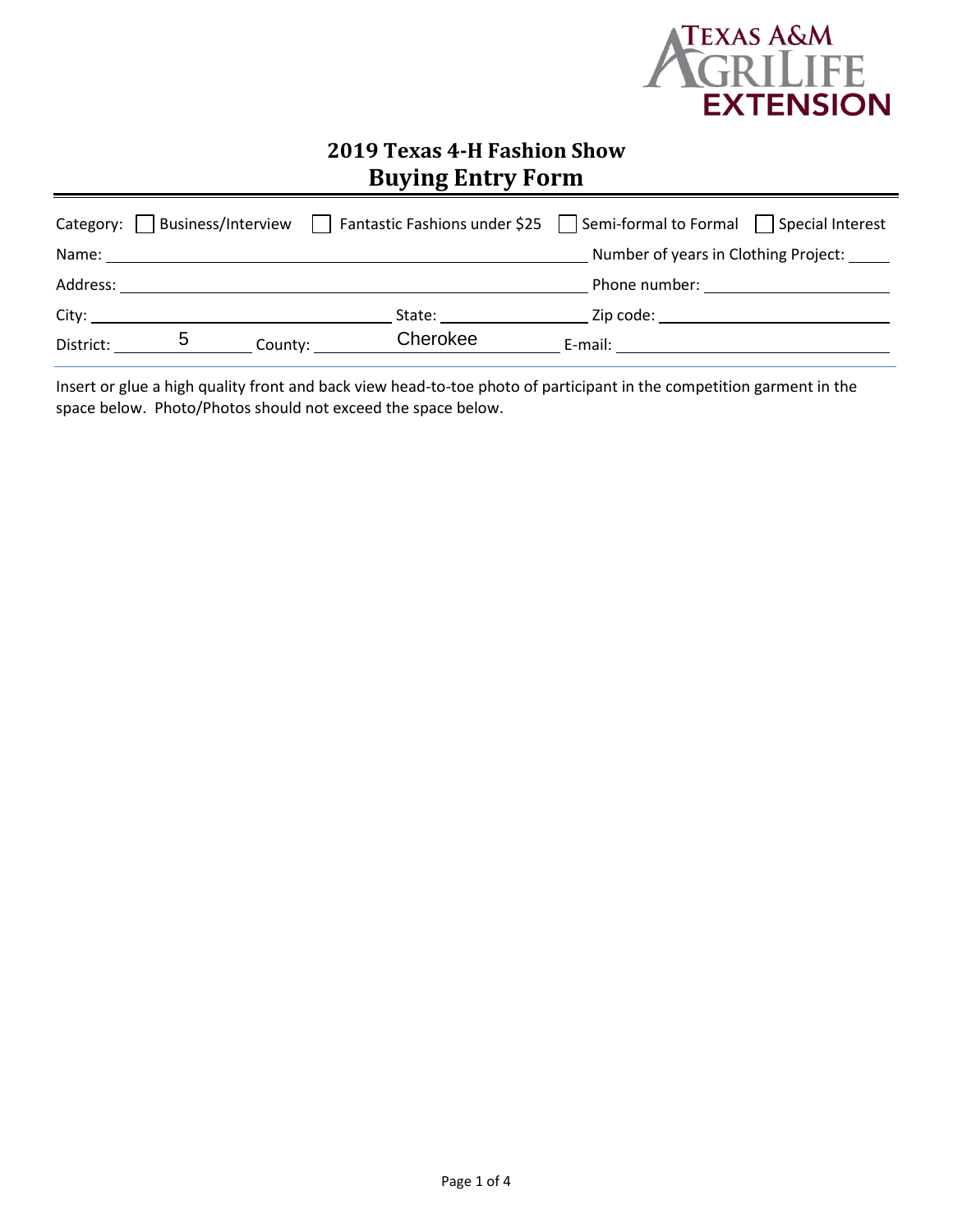Texas A&M AgriLife Extension

# 2019 Texas 4-H Fashion Show
## Buying Entry Form

Category: ☐ Business/Interview ☐ Fantastic Fashions under $25 ☐ Semi-formal to Formal ☐ Special Interest

Name: ______________________________ Number of years in Clothing Project: _____

Address: ______________________________ Phone number: ______________________

City: ____________________ State: ______________ Zip code: ____________________

District: 5 County: Cherokee E-mail: ______________________

Insert or glue a high quality front and back view head-to-toe photo of participant in the competition garment in the space below. Photo/Photos should not exceed the space below.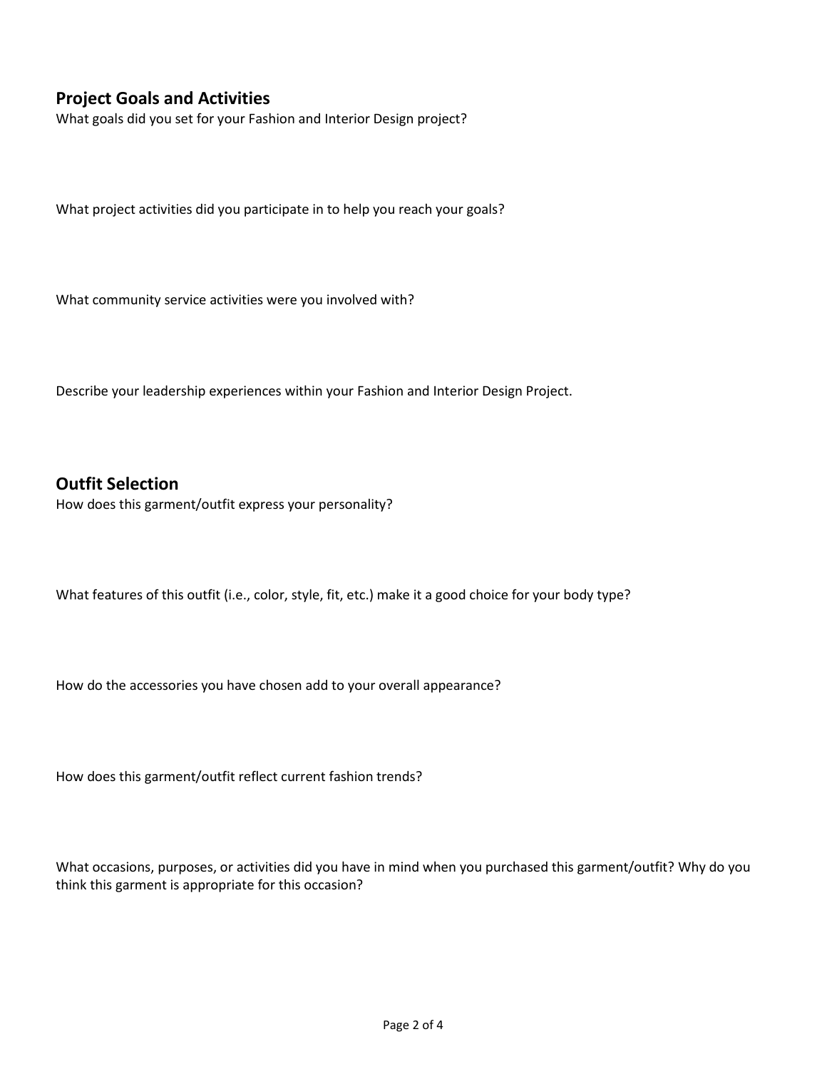## Project Goals and Activities

What goals did you set for your Fashion and Interior Design project?

What project activities did you participate in to help you reach your goals?

What community service activities were you involved with?

Describe your leadership experiences within your Fashion and Interior Design Project.

## Outfit Selection

How does this garment/outfit express your personality?

What features of this outfit (i.e., color, style, fit, etc.) make it a good choice for your body type?

How do the accessories you have chosen add to your overall appearance?

How does this garment/outfit reflect current fashion trends?

What occasions, purposes, or activities did you have in mind when you purchased this garment/outfit? Why do you think this garment is appropriate for this occasion?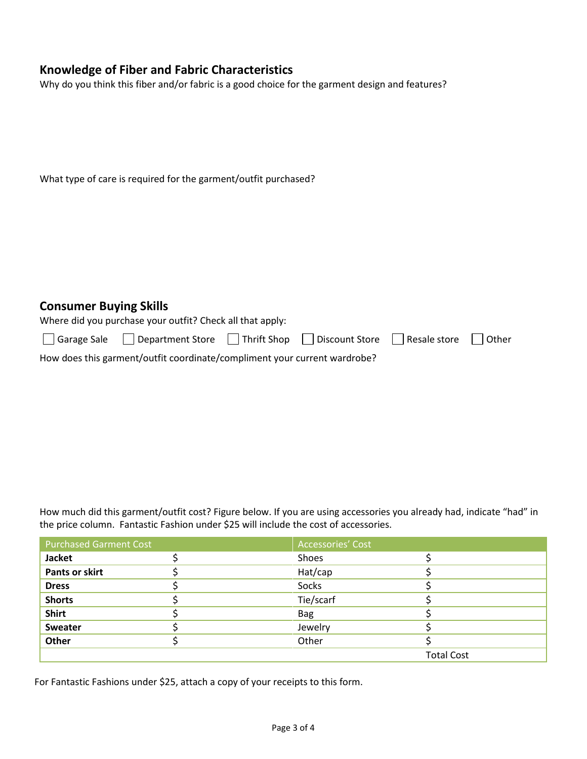## Knowledge of Fiber and Fabric Characteristics

Why do you think this fiber and/or fabric is a good choice for the garment design and features?

What type of care is required for the garment/outfit purchased?

## Consumer Buying Skills

Where did you purchase your outfit? Check all that apply:

☐ Garage Sale ☐ Department Store ☐ Thrift Shop ☐ Discount Store ☐ Resale store ☐ Other

How does this garment/outfit coordinate/compliment your current wardrobe?

How much did this garment/outfit cost? Figure below. If you are using accessories you already had, indicate "had" in the price column. Fantastic Fashion under $25 will include the cost of accessories.

| Purchased Garment Cost | | Accessories' Cost | |
|---|---|---|---|
| **Jacket** | $ | Shoes | $ |
| **Pants or skirt** | $ | Hat/cap | $ |
| **Dress** | $ | Socks | $ |
| **Shorts** | $ | Tie/scarf | $ |
| **Shirt** | $ | Bag | $ |
| **Sweater** | $ | Jewelry | $ |
| **Other** | $ | Other | $ |
| | | | Total Cost |

For Fantastic Fashions under $25, attach a copy of your receipts to this form.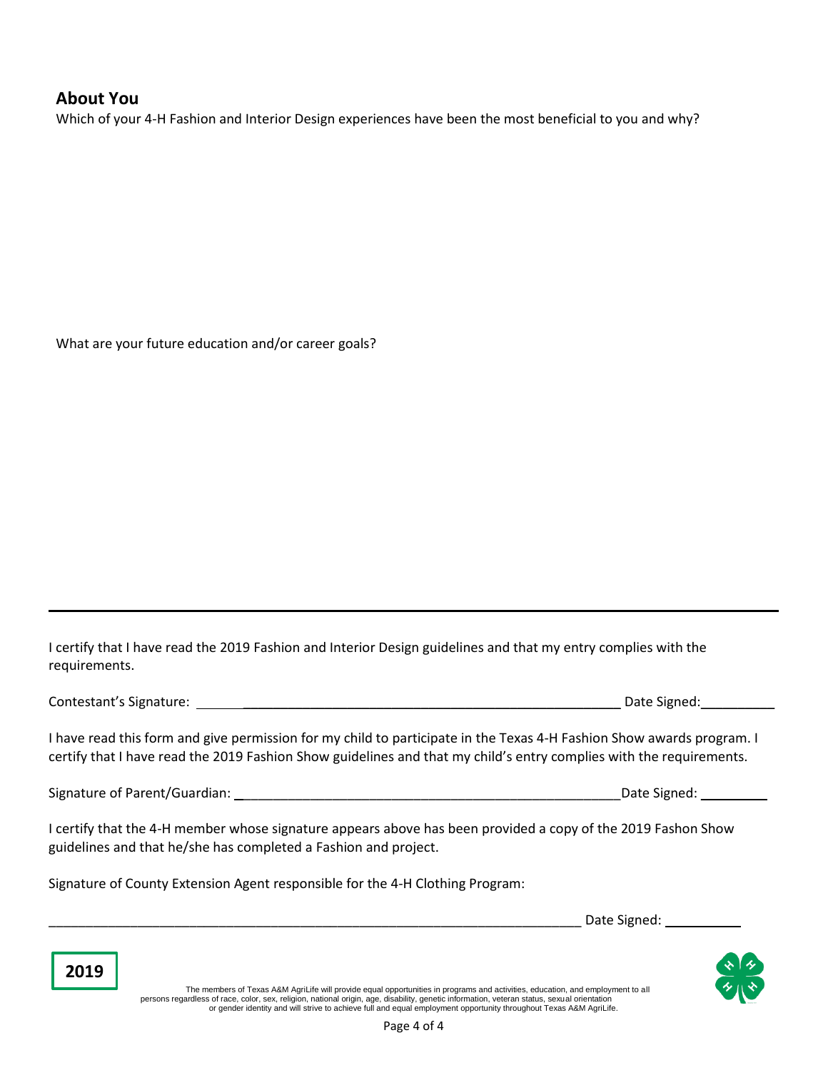## About You

Which of your 4-H Fashion and Interior Design experiences have been the most beneficial to you and why?

What are your future education and/or career goals?

---

I certify that I have read the 2019 Fashion and Interior Design guidelines and that my entry complies with the requirements.

Contestant's Signature: ______________________________________________________ Date Signed:__________

I have read this form and give permission for my child to participate in the Texas 4-H Fashion Show awards program. I certify that I have read the 2019 Fashion Show guidelines and that my child's entry complies with the requirements.

Signature of Parent/Guardian: ______________________________________________________Date Signed: _________

I certify that the 4-H member whose signature appears above has been provided a copy of the 2019 Fashon Show guidelines and that he/she has completed a Fashion and project.

Signature of County Extension Agent responsible for the 4-H Clothing Program:

__________________________________________________________________________ Date Signed: __________

**2019**

The members of Texas A&M AgriLife will provide equal opportunities in programs and activities, education, and employment to all persons regardless of race, color, sex, religion, national origin, age, disability, genetic information, veteran status, sexual orientation or gender identity and will strive to achieve full and equal employment opportunity throughout Texas A&M AgriLife.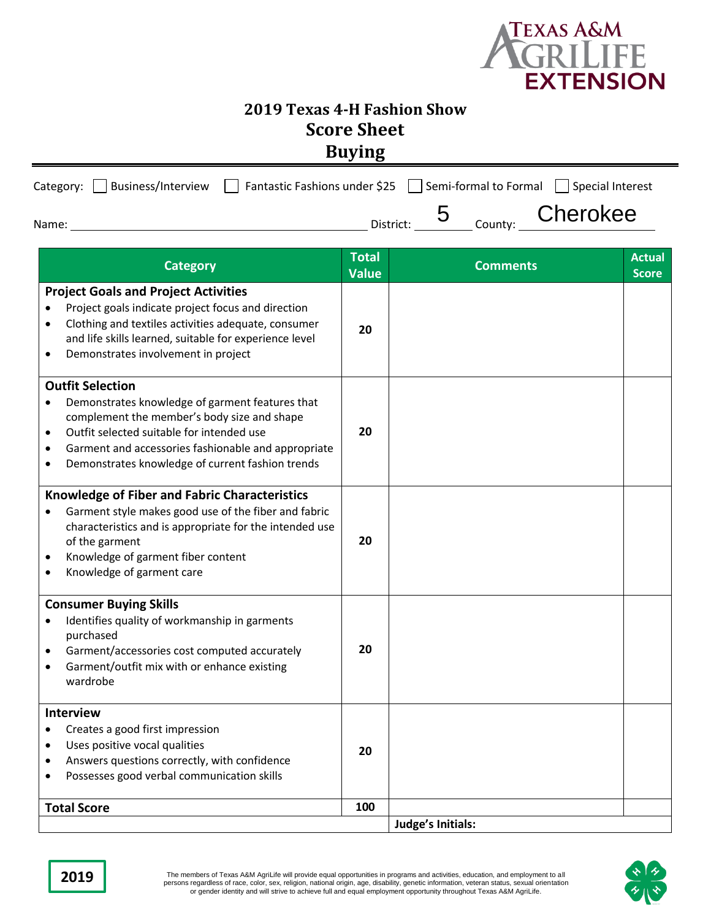TEXAS A&M AGRILIFE EXTENSION

# 2019 Texas 4-H Fashion Show
## Score Sheet
## Buying

Category: ☐ Business/Interview ☐ Fantastic Fashions under $25 ☐ Semi-formal to Formal ☐ Special Interest

Name: ______________________ District: 5 County: Cherokee

| Category | Total Value | Comments | Actual Score |
|---|---|---|---|
| **Project Goals and Project Activities**<br>• Project goals indicate project focus and direction<br>• Clothing and textiles activities adequate, consumer and life skills learned, suitable for experience level<br>• Demonstrates involvement in project | 20 | | |
| **Outfit Selection**<br>• Demonstrates knowledge of garment features that complement the member's body size and shape<br>• Outfit selected suitable for intended use<br>• Garment and accessories fashionable and appropriate<br>• Demonstrates knowledge of current fashion trends | 20 | | |
| **Knowledge of Fiber and Fabric Characteristics**<br>• Garment style makes good use of the fiber and fabric characteristics and is appropriate for the intended use of the garment<br>• Knowledge of garment fiber content<br>• Knowledge of garment care | 20 | | |
| **Consumer Buying Skills**<br>• Identifies quality of workmanship in garments purchased<br>• Garment/accessories cost computed accurately<br>• Garment/outfit mix with or enhance existing wardrobe | 20 | | |
| **Interview**<br>• Creates a good first impression<br>• Uses positive vocal qualities<br>• Answers questions correctly, with confidence<br>• Possesses good verbal communication skills | 20 | | |
| **Total Score** | 100 | | |
| | | **Judge's Initials:** | |

**2019**

The members of Texas A&M AgriLife will provide equal opportunities in programs and activities, education, and employment to all persons regardless of race, color, sex, religion, national origin, age, disability, genetic information, veteran status, sexual orientation or gender identity and will strive to achieve full and equal employment opportunity throughout Texas A&M AgriLife.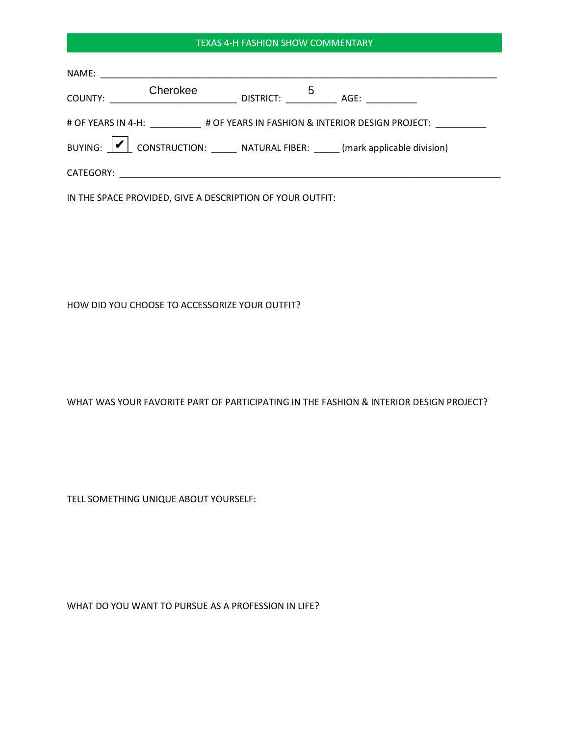# TEXAS 4-H FASHION SHOW COMMENTARY

NAME: ______________________________________________________________________________

COUNTY: Cherokee DISTRICT: 5 AGE: __________

# OF YEARS IN 4-H: __________ # OF YEARS IN FASHION & INTERIOR DESIGN PROJECT: __________

BUYING: ✔ CONSTRUCTION: _____ NATURAL FIBER: _____ (mark applicable division)

CATEGORY: ______________________________________________________________________________

IN THE SPACE PROVIDED, GIVE A DESCRIPTION OF YOUR OUTFIT:

HOW DID YOU CHOOSE TO ACCESSORIZE YOUR OUTFIT?

WHAT WAS YOUR FAVORITE PART OF PARTICIPATING IN THE FASHION & INTERIOR DESIGN PROJECT?

TELL SOMETHING UNIQUE ABOUT YOURSELF:

WHAT DO YOU WANT TO PURSUE AS A PROFESSION IN LIFE?